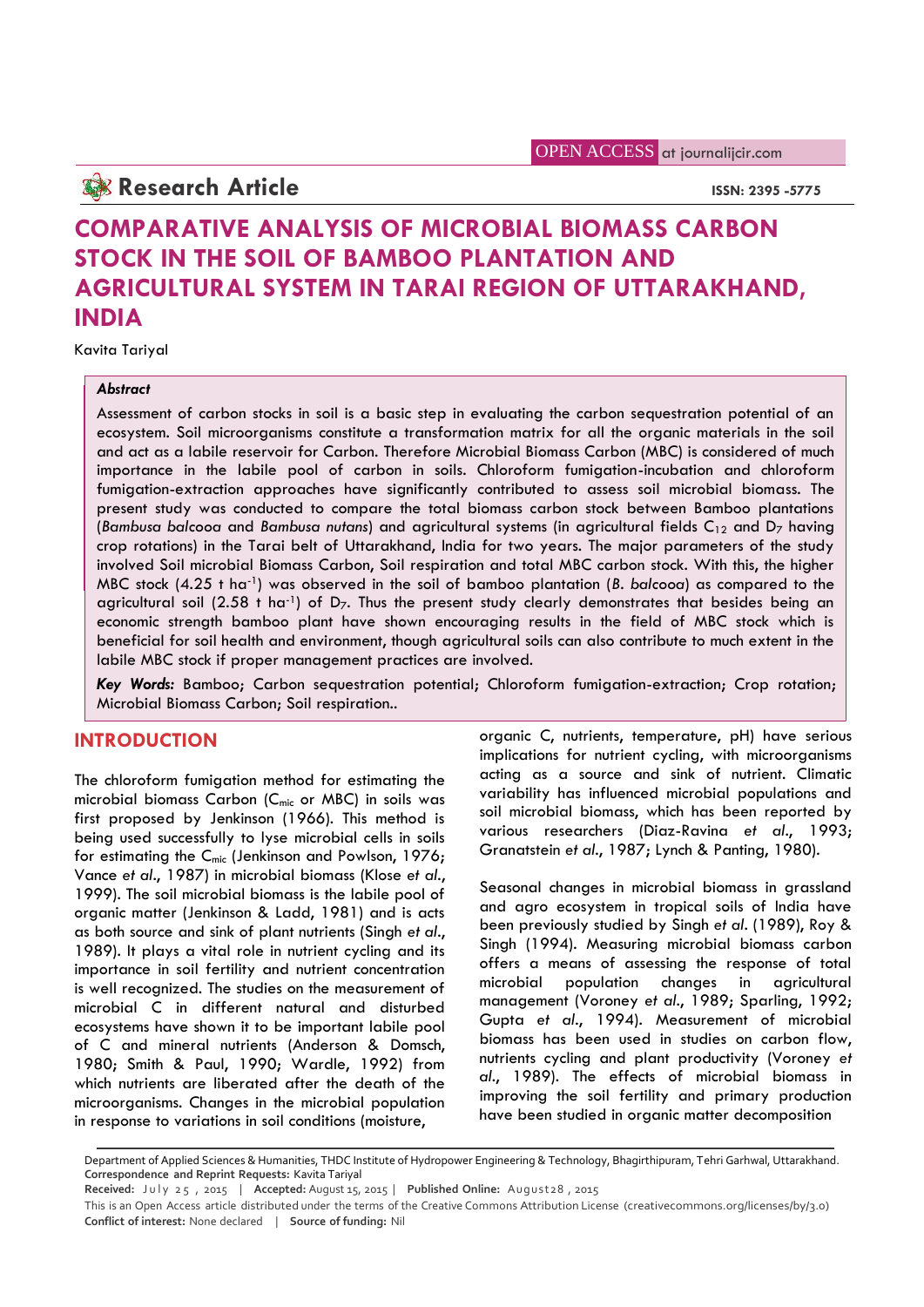OPEN ACCESS at journalijcir.com

**Research Article**

**ISSN: 2395 -5775**

# COMPARATIVE ANALYSIS OF MICROBIAL BIOMASS CARBON STOCK IN THE SOIL OF BAMBOO PLANTATION AND AGRICULTURAL SYSTEM IN TARAI REGION OF UTTARAKHAND, INDIA

Kavita Tariyal

***Abstract***

Assessment of carbon stocks in soil is a basic step in evaluating the carbon sequestration potential of an ecosystem. Soil microorganisms constitute a transformation matrix for all the organic materials in the soil and act as a labile reservoir for Carbon. Therefore Microbial Biomass Carbon (MBC) is considered of much importance in the labile pool of carbon in soils. Chloroform fumigation-incubation and chloroform fumigation-extraction approaches have significantly contributed to assess soil microbial biomass. The present study was conducted to compare the total biomass carbon stock between Bamboo plantations (*Bambusa balcooa* and *Bambusa nutans*) and agricultural systems (in agricultural fields $C_{12}$ and $D_7$ having crop rotations) in the Tarai belt of Uttarakhand, India for two years. The major parameters of the study involved Soil microbial Biomass Carbon, Soil respiration and total MBC carbon stock. With this, the higher MBC stock (4.25 t $ha^{-1}$) was observed in the soil of bamboo plantation (*B. balcooa*) as compared to the agricultural soil (2.58 t $ha^{-1}$) of $D_7$. Thus the present study clearly demonstrates that besides being an economic strength bamboo plant have shown encouraging results in the field of MBC stock which is beneficial for soil health and environment, though agricultural soils can also contribute to much extent in the labile MBC stock if proper management practices are involved.

***Key Words:*** Bamboo; Carbon sequestration potential; Chloroform fumigation-extraction; Crop rotation; Microbial Biomass Carbon; Soil respiration..

## INTRODUCTION

The chloroform fumigation method for estimating the microbial biomass Carbon ($C_{mic}$ or MBC) in soils was first proposed by Jenkinson (1966). This method is being used successfully to lyse microbial cells in soils for estimating the $C_{mic}$ (Jenkinson and Powlson, 1976; Vance *et al*., 1987) in microbial biomass (Klose *et al*., 1999). The soil microbial biomass is the labile pool of organic matter (Jenkinson & Ladd, 1981) and is acts as both source and sink of plant nutrients (Singh *et al*., 1989). It plays a vital role in nutrient cycling and its importance in soil fertility and nutrient concentration is well recognized. The studies on the measurement of microbial C in different natural and disturbed ecosystems have shown it to be important labile pool of C and mineral nutrients (Anderson & Domsch, 1980; Smith & Paul, 1990; Wardle, 1992) from which nutrients are liberated after the death of the microorganisms. Changes in the microbial population in response to variations in soil conditions (moisture, organic C, nutrients, temperature, pH) have serious implications for nutrient cycling, with microorganisms acting as a source and sink of nutrient. Climatic variability has influenced microbial populations and soil microbial biomass, which has been reported by various researchers (Diaz-Ravina *et al*., 1993; Granatstein *et al*., 1987; Lynch & Panting, 1980).

Seasonal changes in microbial biomass in grassland and agro ecosystem in tropical soils of India have been previously studied by Singh *et al*. (1989), Roy & Singh (1994). Measuring microbial biomass carbon offers a means of assessing the response of total microbial population changes in agricultural management (Voroney *et al*., 1989; Sparling, 1992; Gupta *et al*., 1994). Measurement of microbial biomass has been used in studies on carbon flow, nutrients cycling and plant productivity (Voroney *et al*., 1989). The effects of microbial biomass in improving the soil fertility and primary production have been studied in organic matter decomposition

---

Department of Applied Sciences & Humanities, THDC Institute of Hydropower Engineering & Technology, Bhagirthipuram, Tehri Garhwal, Uttarakhand.
**Correspondence and Reprint Requests:** Kavita Tariyal

**Received:** July 25, 2015 | **Accepted:** August 15, 2015 | **Published Online:** August 28, 2015

This is an Open Access article distributed under the terms of the Creative Commons Attribution License (creativecommons.org/licenses/by/3.0)
**Conflict of interest:** None declared | **Source of funding:** Nil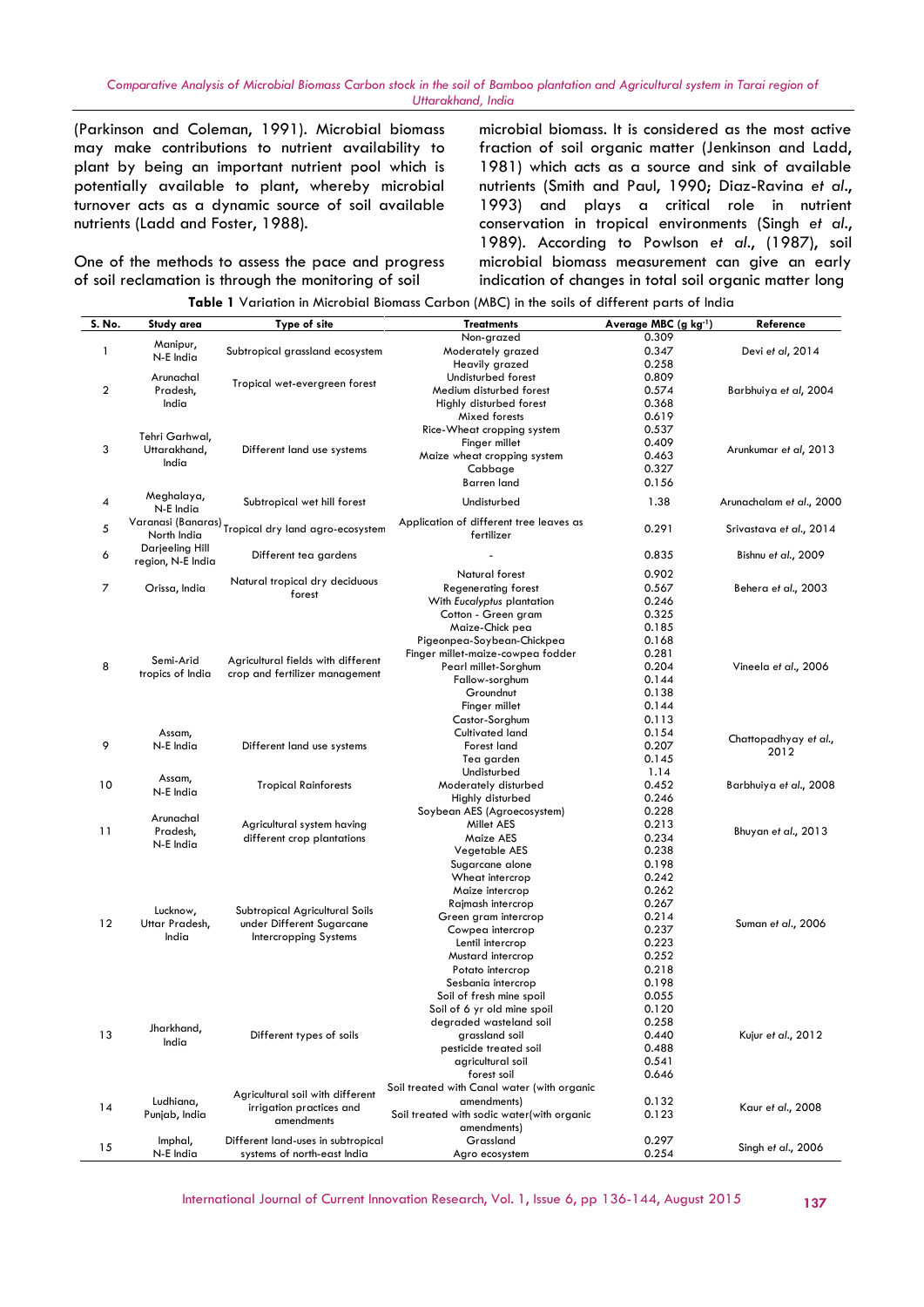(Parkinson and Coleman, 1991). Microbial biomass may make contributions to nutrient availability to plant by being an important nutrient pool which is potentially available to plant, whereby microbial turnover acts as a dynamic source of soil available nutrients (Ladd and Foster, 1988).

One of the methods to assess the pace and progress of soil reclamation is through the monitoring of soil microbial biomass. It is considered as the most active fraction of soil organic matter (Jenkinson and Ladd, 1981) which acts as a source and sink of available nutrients (Smith and Paul, 1990; Diaz-Ravina *et al*., 1993) and plays a critical role in nutrient conservation in tropical environments (Singh *et al*., 1989). According to Powlson *et al*., (1987), soil microbial biomass measurement can give an early indication of changes in total soil organic matter long

**Table 1** Variation in Microbial Biomass Carbon (MBC) in the soils of different parts of India

| S. No. | Study area | Type of site | Treatments | Average MBC (g kg$^{-1}$) | Reference |
|---|---|---|---|---|---|
| 1 | Manipur, N-E India | Subtropical grassland ecosystem | Non-grazed | 0.309 | Devi *et al*, 2014 |
| | | | Moderately grazed | 0.347 | |
| | | | Heavily grazed | 0.258 | |
| 2 | Arunachal Pradesh, India | Tropical wet-evergreen forest | Undisturbed forest | 0.809 | Barbhuiya *et al*, 2004 |
| | | | Medium disturbed forest | 0.574 | |
| | | | Highly disturbed forest | 0.368 | |
| 3 | Tehri Garhwal, Uttarakhand, India | Different land use systems | Mixed forests | 0.619 | Arunkumar *et al*, 2013 |
| | | | Rice-Wheat cropping system | 0.537 | |
| | | | Finger millet | 0.409 | |
| | | | Maize wheat cropping system | 0.463 | |
| | | | Cabbage | 0.327 | |
| | | | Barren land | 0.156 | |
| 4 | Meghalaya, N-E India | Subtropical wet hill forest | Undisturbed | 1.38 | Arunachalam *et al*., 2000 |
| 5 | Varanasi (Banaras) North India | Tropical dry land agro-ecosystem | Application of different tree leaves as fertilizer | 0.291 | Srivastava *et al*., 2014 |
| 6 | Darjeeling Hill region, N-E India | Different tea gardens | - | 0.835 | Bishnu *et al*., 2009 |
| 7 | Orissa, India | Natural tropical dry deciduous forest | Natural forest | 0.902 | Behera *et al*., 2003 |
| | | | Regenerating forest | 0.567 | |
| | | | With *Eucalyptus* plantation | 0.246 | |
| 8 | Semi-Arid tropics of India | Agricultural fields with different crop and fertilizer management | Cotton - Green gram | 0.325 | Vineela *et al*., 2006 |
| | | | Maize-Chick pea | 0.185 | |
| | | | Pigeonpea-Soybean-Chickpea | 0.168 | |
| | | | Finger millet-maize-cowpea fodder | 0.281 | |
| | | | Pearl millet-Sorghum | 0.204 | |
| | | | Fallow-sorghum | 0.144 | |
| | | | Groundnut | 0.138 | |
| | | | Finger millet | 0.144 | |
| | | | Castor-Sorghum | 0.113 | |
| 9 | Assam, N-E India | Different land use systems | Cultivated land | 0.154 | Chattopadhyay *et al*., 2012 |
| | | | Forest land | 0.207 | |
| | | | Tea garden | 0.145 | |
| 10 | Assam, N-E India | Tropical Rainforests | Undisturbed | 1.14 | Barbhuiya *et al*., 2008 |
| | | | Moderately disturbed | 0.452 | |
| | | | Highly disturbed | 0.246 | |
| 11 | Arunachal Pradesh, N-E India | Agricultural system having different crop plantations | Soybean AES (Agroecosystem) | 0.228 | Bhuyan *et al*., 2013 |
| | | | Millet AES | 0.213 | |
| | | | Maize AES | 0.234 | |
| | | | Vegetable AES | 0.238 | |
| 12 | Lucknow, Uttar Pradesh, India | Subtropical Agricultural Soils under Different Sugarcane Intercropping Systems | Sugarcane alone | 0.198 | Suman *et al*., 2006 |
| | | | Wheat intercrop | 0.242 | |
| | | | Maize intercrop | 0.262 | |
| | | | Rajmash intercrop | 0.267 | |
| | | | Green gram intercrop | 0.214 | |
| | | | Cowpea intercrop | 0.237 | |
| | | | Lentil intercrop | 0.223 | |
| | | | Mustard intercrop | 0.252 | |
| | | | Potato intercrop | 0.218 | |
| | | | Sesbania intercrop | 0.198 | |
| 13 | Jharkhand, India | Different types of soils | Soil of fresh mine spoil | 0.055 | Kujur *et al*., 2012 |
| | | | Soil of 6 yr old mine spoil | 0.120 | |
| | | | degraded wasteland soil | 0.258 | |
| | | | grassland soil | 0.440 | |
| | | | pesticide treated soil | 0.488 | |
| | | | agricultural soil | 0.541 | |
| | | | forest soil | 0.646 | |
| 14 | Ludhiana, Punjab, India | Agricultural soil with different irrigation practices and amendments | Soil treated with Canal water (with organic amendments) | 0.132 | Kaur *et al*., 2008 |
| | | | Soil treated with sodic water(with organic amendments) | 0.123 | |
| 15 | Imphal, N-E India | Different land-uses in subtropical systems of north-east India | Grassland | 0.297 | Singh *et al*., 2006 |
| | | | Agro ecosystem | 0.254 | |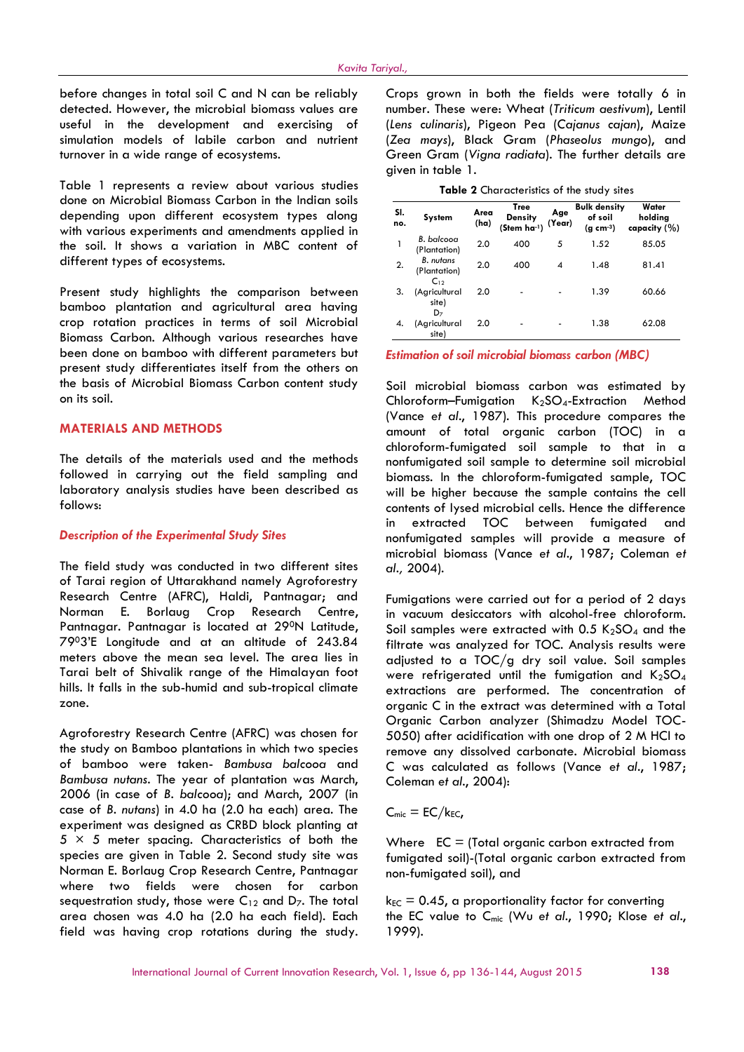before changes in total soil C and N can be reliably detected. However, the microbial biomass values are useful in the development and exercising of simulation models of labile carbon and nutrient turnover in a wide range of ecosystems.

Table 1 represents a review about various studies done on Microbial Biomass Carbon in the Indian soils depending upon different ecosystem types along with various experiments and amendments applied in the soil. It shows a variation in MBC content of different types of ecosystems.

Present study highlights the comparison between bamboo plantation and agricultural area having crop rotation practices in terms of soil Microbial Biomass Carbon. Although various researches have been done on bamboo with different parameters but present study differentiates itself from the others on the basis of Microbial Biomass Carbon content study on its soil.

## MATERIALS AND METHODS

The details of the materials used and the methods followed in carrying out the field sampling and laboratory analysis studies have been described as follows:

### *Description of the Experimental Study Sites*

The field study was conducted in two different sites of Tarai region of Uttarakhand namely Agroforestry Research Centre (AFRC), Haldi, Pantnagar; and Norman E. Borlaug Crop Research Centre, Pantnagar. Pantnagar is located at 29$^0$N Latitude, 79$^0$3'E Longitude and at an altitude of 243.84 meters above the mean sea level. The area lies in Tarai belt of Shivalik range of the Himalayan foot hills. It falls in the sub-humid and sub-tropical climate zone.

Agroforestry Research Centre (AFRC) was chosen for the study on Bamboo plantations in which two species of bamboo were taken- *Bambusa balcooa* and *Bambusa nutans*. The year of plantation was March, 2006 (in case of *B. balcooa*); and March, 2007 (in case of *B. nutans*) in 4.0 ha (2.0 ha each) area. The experiment was designed as CRBD block planting at 5 × 5 meter spacing. Characteristics of both the species are given in Table 2. Second study site was Norman E. Borlaug Crop Research Centre, Pantnagar where two fields were chosen for carbon sequestration study, those were $C_{12}$ and $D_7$. The total area chosen was 4.0 ha (2.0 ha each field). Each field was having crop rotations during the study. Crops grown in both the fields were totally 6 in number. These were: Wheat (*Triticum aestivum*), Lentil (*Lens culinaris*), Pigeon Pea (*Cajanus cajan*), Maize (*Zea mays*), Black Gram (*Phaseolus mungo*), and Green Gram (*Vigna radiata*). The further details are given in table 1.

**Table 2** Characteristics of the study sites

| Sl. no. | System | Area (ha) | Tree Density (Stem ha$^{-1}$) | Age (Year) | Bulk density of soil (g cm$^{-3}$) | Water holding capacity (%) |
|---|---|---|---|---|---|---|
| 1 | *B. balcooa* (Plantation) | 2.0 | 400 | 5 | 1.52 | 85.05 |
| 2. | *B. nutans* (Plantation) | 2.0 | 400 | 4 | 1.48 | 81.41 |
| 3. | $C_{12}$ (Agricultural site) | 2.0 | - | - | 1.39 | 60.66 |
| 4. | $D_7$ (Agricultural site) | 2.0 | - | - | 1.38 | 62.08 |

### *Estimation of soil microbial biomass carbon (MBC)*

Soil microbial biomass carbon was estimated by Chloroform–Fumigation $K_2SO_4$-Extraction Method (Vance *et al*., 1987). This procedure compares the amount of total organic carbon (TOC) in a chloroform-fumigated soil sample to that in a nonfumigated soil sample to determine soil microbial biomass. In the chloroform-fumigated sample, TOC will be higher because the sample contains the cell contents of lysed microbial cells. Hence the difference in extracted TOC between fumigated and nonfumigated samples will provide a measure of microbial biomass (Vance *et al*., 1987; Coleman *et al*., 2004).

Fumigations were carried out for a period of 2 days in vacuum desiccators with alcohol-free chloroform. Soil samples were extracted with 0.5 $K_2SO_4$ and the filtrate was analyzed for TOC. Analysis results were adjusted to a TOC/g dry soil value. Soil samples were refrigerated until the fumigation and $K_2SO_4$ extractions are performed. The concentration of organic C in the extract was determined with a Total Organic Carbon analyzer (Shimadzu Model TOC-5050) after acidification with one drop of 2 M HCl to remove any dissolved carbonate. Microbial biomass C was calculated as follows (Vance *et al*., 1987; Coleman *et al*., 2004):

$$C_{mic} = EC/k_{EC},$$

Where EC = (Total organic carbon extracted from fumigated soil)-(Total organic carbon extracted from non-fumigated soil), and

$k_{EC}$ = 0.45, a proportionality factor for converting the EC value to $C_{mic}$ (Wu *et al*., 1990; Klose *et al*., 1999).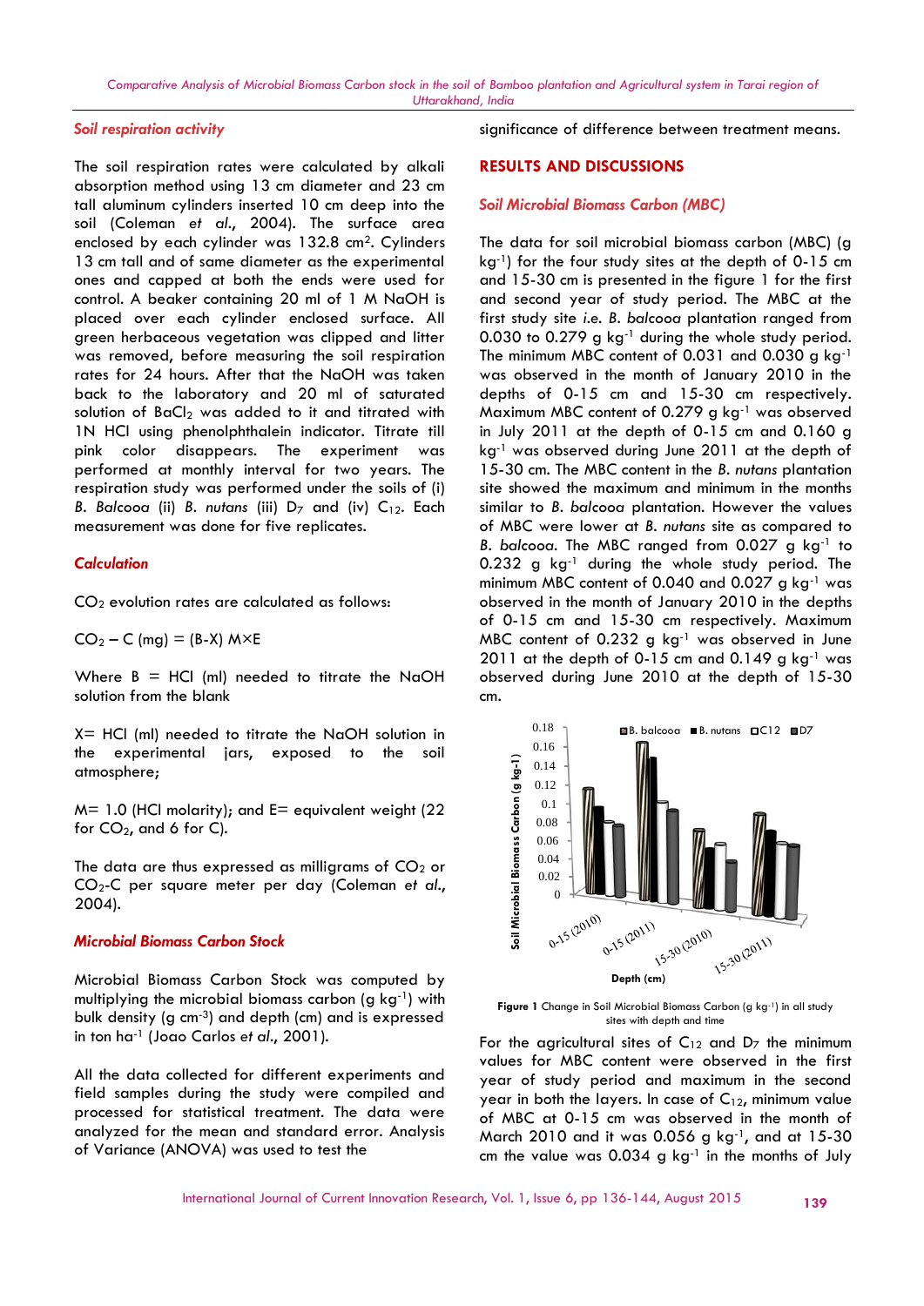### *Soil respiration activity*

The soil respiration rates were calculated by alkali absorption method using 13 cm diameter and 23 cm tall aluminum cylinders inserted 10 cm deep into the soil (Coleman *et al.*, 2004). The surface area enclosed by each cylinder was 132.8 $cm^2$. Cylinders 13 cm tall and of same diameter as the experimental ones and capped at both the ends were used for control. A beaker containing 20 ml of 1 M NaOH is placed over each cylinder enclosed surface. All green herbaceous vegetation was clipped and litter was removed, before measuring the soil respiration rates for 24 hours. After that the NaOH was taken back to the laboratory and 20 ml of saturated solution of $BaCl_2$ was added to it and titrated with 1N HCl using phenolphthalein indicator. Titrate till pink color disappears. The experiment was performed at monthly interval for two years. The respiration study was performed under the soils of (i) *B. Balcooa* (ii) *B. nutans* (iii) $D_7$ and (iv) $C_{12}$. Each measurement was done for five replicates.

### *Calculation*

$CO_2$ evolution rates are calculated as follows:

$CO_2 – C$ (mg) = (B-X) M×E

Where B = HCl (ml) needed to titrate the NaOH solution from the blank

X= HCl (ml) needed to titrate the NaOH solution in the experimental jars, exposed to the soil atmosphere;

M= 1.0 (HCl molarity); and E= equivalent weight (22 for $CO_2$, and 6 for C).

The data are thus expressed as milligrams of $CO_2$ or $CO_2$-C per square meter per day (Coleman *et al.*, 2004).

### *Microbial Biomass Carbon Stock*

Microbial Biomass Carbon Stock was computed by multiplying the microbial biomass carbon (g $kg^{-1}$) with bulk density (g $cm^{-3}$) and depth (cm) and is expressed in ton $ha^{-1}$ (Joao Carlos *et al.*, 2001).

All the data collected for different experiments and field samples during the study were compiled and processed for statistical treatment. The data were analyzed for the mean and standard error. Analysis of Variance (ANOVA) was used to test the significance of difference between treatment means.

## RESULTS AND DISCUSSIONS

### *Soil Microbial Biomass Carbon (MBC)*

The data for soil microbial biomass carbon (MBC) (g $kg^{-1}$) for the four study sites at the depth of 0-15 cm and 15-30 cm is presented in the figure 1 for the first and second year of study period. The MBC at the first study site *i.e. B. balcooa* plantation ranged from 0.030 to 0.279 g $kg^{-1}$ during the whole study period. The minimum MBC content of 0.031 and 0.030 g $kg^{-1}$ was observed in the month of January 2010 in the depths of 0-15 cm and 15-30 cm respectively. Maximum MBC content of 0.279 g $kg^{-1}$ was observed in July 2011 at the depth of 0-15 cm and 0.160 g $kg^{-1}$ was observed during June 2011 at the depth of 15-30 cm. The MBC content in the *B. nutans* plantation site showed the maximum and minimum in the months similar to *B. balcooa* plantation. However the values of MBC were lower at *B. nutans* site as compared to *B. balcooa*. The MBC ranged from 0.027 g $kg^{-1}$ to 0.232 g $kg^{-1}$ during the whole study period. The minimum MBC content of 0.040 and 0.027 g $kg^{-1}$ was observed in the month of January 2010 in the depths of 0-15 cm and 15-30 cm respectively. Maximum MBC content of 0.232 g $kg^{-1}$ was observed in June 2011 at the depth of 0-15 cm and 0.149 g $kg^{-1}$ was observed during June 2010 at the depth of 15-30 cm.

**Figure 1** Change in Soil Microbial Biomass Carbon (g $kg^{-1}$) in all study sites with depth and time

For the agricultural sites of $C_{12}$ and $D_7$ the minimum values for MBC content were observed in the first year of study period and maximum in the second year in both the layers. In case of $C_{12}$, minimum value of MBC at 0-15 cm was observed in the month of March 2010 and it was 0.056 g $kg^{-1}$, and at 15-30 cm the value was 0.034 g $kg^{-1}$ in the months of July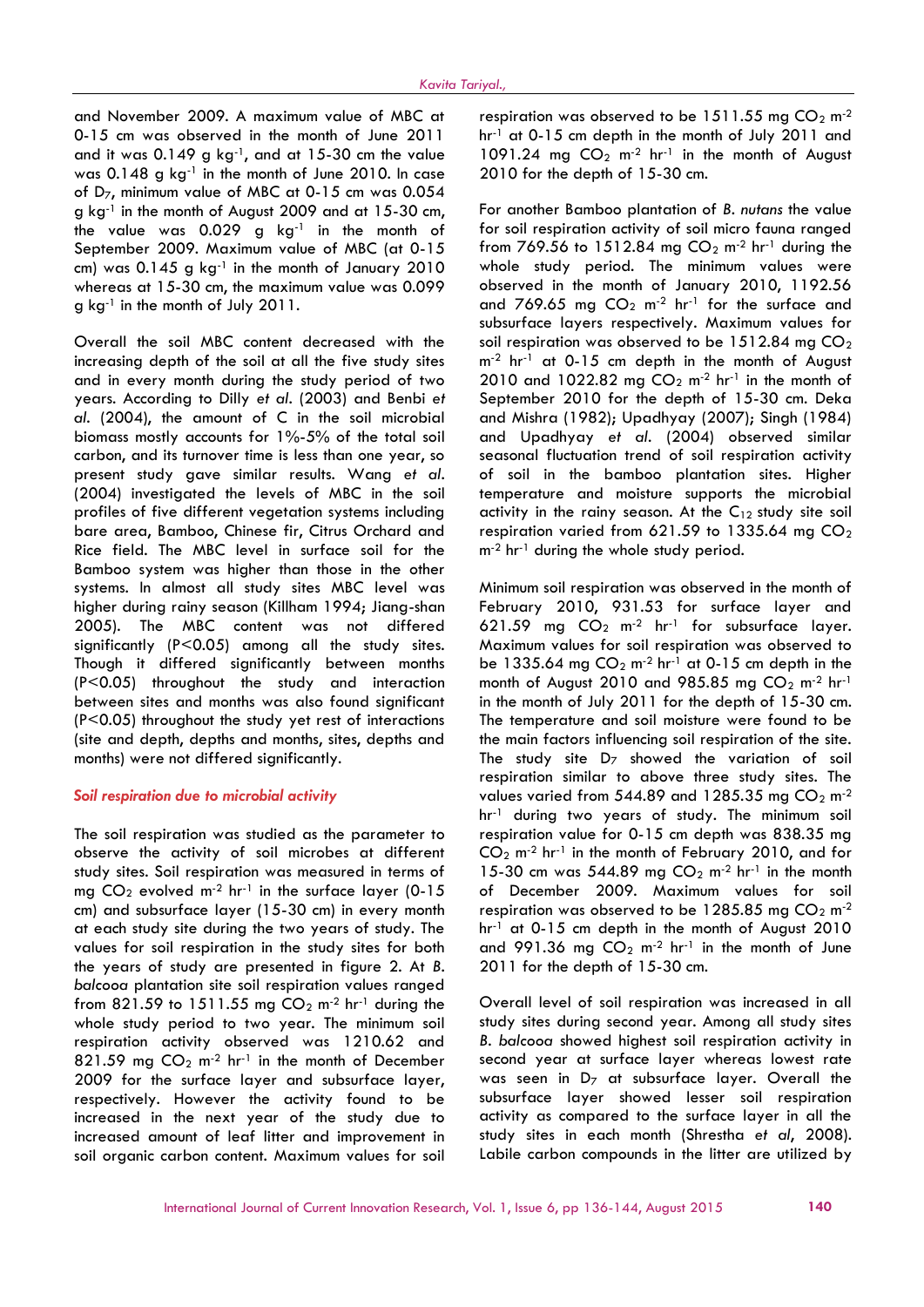and November 2009. A maximum value of MBC at 0-15 cm was observed in the month of June 2011 and it was 0.149 g $kg^{-1}$, and at 15-30 cm the value was 0.148 g $kg^{-1}$ in the month of June 2010. In case of $D_7$, minimum value of MBC at 0-15 cm was 0.054 g $kg^{-1}$ in the month of August 2009 and at 15-30 cm, the value was 0.029 g $kg^{-1}$ in the month of September 2009. Maximum value of MBC (at 0-15 cm) was 0.145 g $kg^{-1}$ in the month of January 2010 whereas at 15-30 cm, the maximum value was 0.099 g $kg^{-1}$ in the month of July 2011.

Overall the soil MBC content decreased with the increasing depth of the soil at all the five study sites and in every month during the study period of two years. According to Dilly *et al*. (2003) and Benbi *et al*. (2004), the amount of C in the soil microbial biomass mostly accounts for 1%-5% of the total soil carbon, and its turnover time is less than one year, so present study gave similar results. Wang *et al*. (2004) investigated the levels of MBC in the soil profiles of five different vegetation systems including bare area, Bamboo, Chinese fir, Citrus Orchard and Rice field. The MBC level in surface soil for the Bamboo system was higher than those in the other systems. In almost all study sites MBC level was higher during rainy season (Killham 1994; Jiang-shan 2005). The MBC content was not differed significantly ($P<0.05$) among all the study sites. Though it differed significantly between months ($P<0.05$) throughout the study and interaction between sites and months was also found significant ($P<0.05$) throughout the study yet rest of interactions (site and depth, depths and months, sites, depths and months) were not differed significantly.

### *Soil respiration due to microbial activity*

The soil respiration was studied as the parameter to observe the activity of soil microbes at different study sites. Soil respiration was measured in terms of mg $CO_2$ evolved $m^{-2}$ $hr^{-1}$ in the surface layer (0-15 cm) and subsurface layer (15-30 cm) in every month at each study site during the two years of study. The values for soil respiration in the study sites for both the years of study are presented in figure 2. At *B. balcooa* plantation site soil respiration values ranged from 821.59 to 1511.55 mg $CO_2$ $m^{-2}$ $hr^{-1}$ during the whole study period to two year. The minimum soil respiration activity observed was 1210.62 and 821.59 mg $CO_2$ $m^{-2}$ $hr^{-1}$ in the month of December 2009 for the surface layer and subsurface layer, respectively. However the activity found to be increased in the next year of the study due to increased amount of leaf litter and improvement in soil organic carbon content. Maximum values for soil respiration was observed to be 1511.55 mg $CO_2$ $m^{-2}$ $hr^{-1}$ at 0-15 cm depth in the month of July 2011 and 1091.24 mg $CO_2$ $m^{-2}$ $hr^{-1}$ in the month of August 2010 for the depth of 15-30 cm.

For another Bamboo plantation of *B. nutans* the value for soil respiration activity of soil micro fauna ranged from 769.56 to 1512.84 mg $CO_2$ $m^{-2}$ $hr^{-1}$ during the whole study period. The minimum values were observed in the month of January 2010, 1192.56 and 769.65 mg $CO_2$ $m^{-2}$ $hr^{-1}$ for the surface and subsurface layers respectively. Maximum values for soil respiration was observed to be 1512.84 mg $CO_2$ $m^{-2}$ $hr^{-1}$ at 0-15 cm depth in the month of August 2010 and 1022.82 mg $CO_2$ $m^{-2}$ $hr^{-1}$ in the month of September 2010 for the depth of 15-30 cm. Deka and Mishra (1982); Upadhyay (2007); Singh (1984) and Upadhyay *et al*. (2004) observed similar seasonal fluctuation trend of soil respiration activity of soil in the bamboo plantation sites. Higher temperature and moisture supports the microbial activity in the rainy season. At the $C_{12}$ study site soil respiration varied from 621.59 to 1335.64 mg $CO_2$ $m^{-2}$ $hr^{-1}$ during the whole study period.

Minimum soil respiration was observed in the month of February 2010, 931.53 for surface layer and 621.59 mg $CO_2$ $m^{-2}$ $hr^{-1}$ for subsurface layer. Maximum values for soil respiration was observed to be 1335.64 mg $CO_2$ $m^{-2}$ $hr^{-1}$ at 0-15 cm depth in the month of August 2010 and 985.85 mg $CO_2$ $m^{-2}$ $hr^{-1}$ in the month of July 2011 for the depth of 15-30 cm. The temperature and soil moisture were found to be the main factors influencing soil respiration of the site. The study site $D_7$ showed the variation of soil respiration similar to above three study sites. The values varied from 544.89 and 1285.35 mg $CO_2$ $m^{-2}$ $hr^{-1}$ during two years of study. The minimum soil respiration value for 0-15 cm depth was 838.35 mg $CO_2$ $m^{-2}$ $hr^{-1}$ in the month of February 2010, and for 15-30 cm was 544.89 mg $CO_2$ $m^{-2}$ $hr^{-1}$ in the month of December 2009. Maximum values for soil respiration was observed to be 1285.85 mg $CO_2$ $m^{-2}$ $hr^{-1}$ at 0-15 cm depth in the month of August 2010 and 991.36 mg $CO_2$ $m^{-2}$ $hr^{-1}$ in the month of June 2011 for the depth of 15-30 cm.

Overall level of soil respiration was increased in all study sites during second year. Among all study sites *B. balcooa* showed highest soil respiration activity in second year at surface layer whereas lowest rate was seen in $D_7$ at subsurface layer. Overall the subsurface layer showed lesser soil respiration activity as compared to the surface layer in all the study sites in each month (Shrestha *et al*, 2008). Labile carbon compounds in the litter are utilized by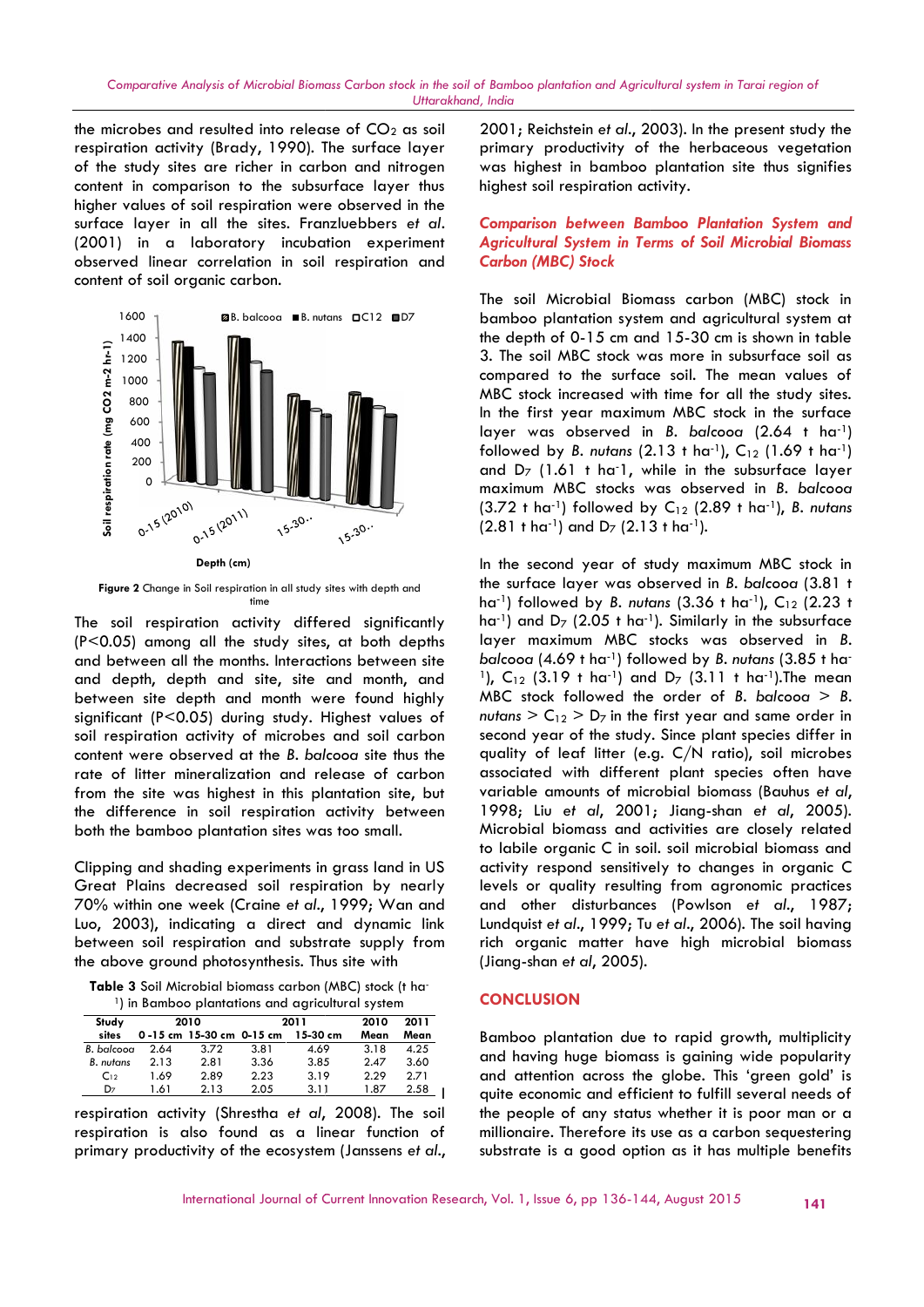the microbes and resulted into release of $CO_2$ as soil respiration activity (Brady, 1990). The surface layer of the study sites are richer in carbon and nitrogen content in comparison to the subsurface layer thus higher values of soil respiration were observed in the surface layer in all the sites. Franzluebbers *et al.* (2001) in a laboratory incubation experiment observed linear correlation in soil respiration and content of soil organic carbon.

**Figure 2** Change in Soil respiration in all study sites with depth and time

The soil respiration activity differed significantly ($P<0.05$) among all the study sites, at both depths and between all the months. Interactions between site and depth, depth and site, site and month, and between site depth and month were found highly significant ($P<0.05$) during study. Highest values of soil respiration activity of microbes and soil carbon content were observed at the *B. balcooa* site thus the rate of litter mineralization and release of carbon from the site was highest in this plantation site, but the difference in soil respiration activity between both the bamboo plantation sites was too small.

Clipping and shading experiments in grass land in US Great Plains decreased soil respiration by nearly 70% within one week (Craine *et al.*, 1999; Wan and Luo, 2003), indicating a direct and dynamic link between soil respiration and substrate supply from the above ground photosynthesis. Thus site with respiration activity (Shrestha *et al*, 2008). The soil respiration is also found as a linear function of primary productivity of the ecosystem (Janssens *et al.*, 2001; Reichstein *et al.*, 2003). In the present study the primary productivity of the herbaceous vegetation was highest in bamboo plantation site thus signifies highest soil respiration activity.

**Table 3** Soil Microbial biomass carbon (MBC) stock (t ha$^{-1}$) in Bamboo plantations and agricultural system

| Study sites | 2010 | | 2011 | | 2010 Mean | 2011 Mean |
|---|---|---|---|---|---|---|
| | 0-15 cm | 15-30 cm | 0-15 cm | 15-30 cm | | |
| *B. balcooa* | 2.64 | 3.72 | 3.81 | 4.69 | 3.18 | 4.25 |
| *B. nutans* | 2.13 | 2.81 | 3.36 | 3.85 | 2.47 | 3.60 |
| $C_{12}$ | 1.69 | 2.89 | 2.23 | 3.19 | 2.29 | 2.71 |
| $D_7$ | 1.61 | 2.13 | 2.05 | 3.11 | 1.87 | 2.58 |

### Comparison between Bamboo Plantation System and Agricultural System in Terms of Soil Microbial Biomass Carbon (MBC) Stock

The soil Microbial Biomass carbon (MBC) stock in bamboo plantation system and agricultural system at the depth of 0-15 cm and 15-30 cm is shown in table 3. The soil MBC stock was more in subsurface soil as compared to the surface soil. The mean values of MBC stock increased with time for all the study sites. In the first year maximum MBC stock in the surface layer was observed in *B. balcooa* (2.64 t ha$^{-1}$) followed by *B. nutans* (2.13 t ha$^{-1}$), $C_{12}$ (1.69 t ha$^{-1}$) and $D_7$ (1.61 t ha-1, while in the subsurface layer maximum MBC stocks was observed in *B. balcooa* (3.72 t ha$^{-1}$) followed by $C_{12}$ (2.89 t ha$^{-1}$), *B. nutans* (2.81 t ha$^{-1}$) and $D_7$ (2.13 t ha$^{-1}$).

In the second year of study maximum MBC stock in the surface layer was observed in *B. balcooa* (3.81 t ha$^{-1}$) followed by *B. nutans* (3.36 t ha$^{-1}$), $C_{12}$ (2.23 t ha$^{-1}$) and $D_7$ (2.05 t ha$^{-1}$). Similarly in the subsurface layer maximum MBC stocks was observed in *B. balcooa* (4.69 t ha$^{-1}$) followed by *B. nutans* (3.85 t ha$^{-1}$), $C_{12}$ (3.19 t ha$^{-1}$) and $D_7$ (3.11 t ha$^{-1}$).The mean MBC stock followed the order of *B. balcooa* > *B. nutans* > $C_{12}$ > $D_7$ in the first year and same order in second year of the study. Since plant species differ in quality of leaf litter (e.g. C/N ratio), soil microbes associated with different plant species often have variable amounts of microbial biomass (Bauhus *et al*, 1998; Liu *et al*, 2001; Jiang-shan *et al*, 2005). Microbial biomass and activities are closely related to labile organic C in soil. soil microbial biomass and activity respond sensitively to changes in organic C levels or quality resulting from agronomic practices and other disturbances (Powlson *et al.*, 1987; Lundquist *et al.*, 1999; Tu *et al.*, 2006). The soil having rich organic matter have high microbial biomass (Jiang-shan *et al*, 2005).

## CONCLUSION

Bamboo plantation due to rapid growth, multiplicity and having huge biomass is gaining wide popularity and attention across the globe. This 'green gold' is quite economic and efficient to fulfill several needs of the people of any status whether it is poor man or a millionaire. Therefore its use as a carbon sequestering substrate is a good option as it has multiple benefits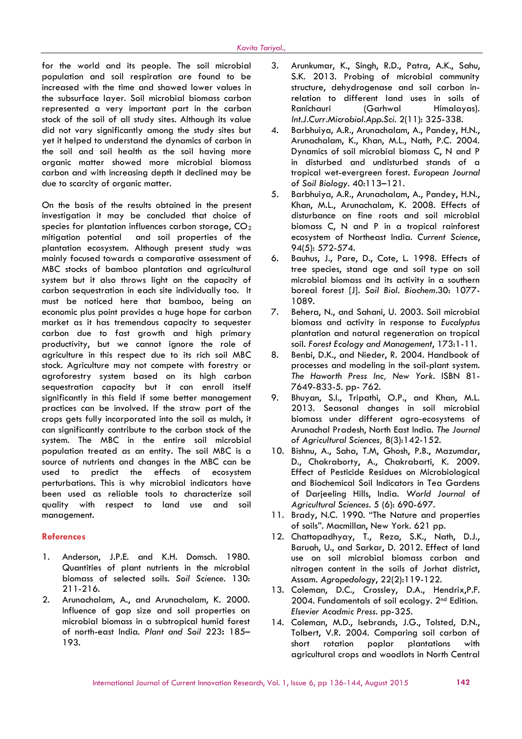for the world and its people. The soil microbial population and soil respiration are found to be increased with the time and showed lower values in the subsurface layer. Soil microbial biomass carbon represented a very important part in the carbon stock of the soil of all study sites. Although its value did not vary significantly among the study sites but yet it helped to understand the dynamics of carbon in the soil and soil health as the soil having more organic matter showed more microbial biomass carbon and with increasing depth it declined may be due to scarcity of organic matter.

On the basis of the results obtained in the present investigation it may be concluded that choice of species for plantation influences carbon storage, $CO_2$ mitigation potential and soil properties of the plantation ecosystem. Although present study was mainly focused towards a comparative assessment of MBC stocks of bamboo plantation and agricultural system but it also throws light on the capacity of carbon sequestration in each site individually too. It must be noticed here that bamboo, being an economic plus point provides a huge hope for carbon market as it has tremendous capacity to sequester carbon due to fast growth and high primary productivity, but we cannot ignore the role of agriculture in this respect due to its rich soil MBC stock. Agriculture may not compete with forestry or agroforestry system based on its high carbon sequestration capacity but it can enroll itself significantly in this field if some better management practices can be involved. If the straw part of the crops gets fully incorporated into the soil as mulch, it can significantly contribute to the carbon stock of the system. The MBC in the entire soil microbial population treated as an entity. The soil MBC is a source of nutrients and changes in the MBC can be used to predict the effects of ecosystem perturbations. This is why microbial indicators have been used as reliable tools to characterize soil quality with respect to land use and soil management.

## References

1. Anderson, J.P.E. and K.H. Domsch. 1980. Quantities of plant nutrients in the microbial biomass of selected soils. *Soil Science.* 130: 211-216.
2. Arunachalam, A., and Arunachalam, K. 2000. Influence of gap size and soil properties on microbial biomass in a subtropical humid forest of north-east India. *Plant and Soil* 223: 185–193.
3. Arunkumar, K., Singh, R.D., Patra, A.K., Sahu, S.K. 2013. Probing of microbial community structure, dehydrogenase and soil carbon in-relation to different land uses in soils of Ranichauri (Garhwal Himalayas). *Int.J.Curr.Microbiol.App.Sci.* 2(11): 325-338.
4. Barbhuiya, A.R., Arunachalam, A., Pandey, H.N., Arunachalam, K., Khan, M.L., Nath, P.C. 2004. Dynamics of soil microbial biomass C, N and P in disturbed and undisturbed stands of a tropical wet-evergreen forest. *European Journal of Soil Biology.* 40:113–121.
5. Barbhuiya, A.R., Arunachalam, A., Pandey, H.N., Khan, M.L., Arunachalam, K. 2008. Effects of disturbance on fine roots and soil microbial biomass C, N and P in a tropical rainforest ecosystem of Northeast India. *Current Science*, 94(5): 572-574.
6. Bauhus, J., Pare, D., Cote, L. 1998. Effects of tree species, stand age and soil type on soil microbial biomass and its activity in a southern boreal forest [J]. *Soil Biol. Biochem.*30: 1077-1089.
7. Behera, N., and Sahani, U. 2003. Soil microbial biomass and activity in response to *Eucalyptus* plantation and natural regeneration on tropical soil. *Forest Ecology and Management*, 173:1-11.
8. Benbi, D.K., and Nieder, R. 2004. Handbook of processes and modeling in the soil-plant system. *The Haworth Press Inc, New York.* ISBN 81-7649-833-5. pp- 762.
9. Bhuyan, S.I., Tripathi, O.P., and Khan, M.L. 2013. Seasonal changes in soil microbial biomass under different agro-ecosystems of Arunachal Pradesh, North East India. *The Journal of Agricultural Sciences,* 8(3):142-152.
10. Bishnu, A., Saha, T.M, Ghosh, P.B., Mazumdar, D., Chakraborty, A., Chakrabarti, K. 2009. Effect of Pesticide Residues on Microbiological and Biochemical Soil Indicators in Tea Gardens of Darjeeling Hills, India. *World Journal of Agricultural Sciences.* 5 (6): 690-697.
11. Brady, N.C. 1990. "The Nature and properties of soils". Macmillan, New York. 621 pp.
12. Chattopadhyay, T., Reza, S.K., Nath, D.J., Baruah, U., and Sarkar, D. 2012. Effect of land use on soil microbial biomass carbon and nitrogen content in the soils of Jorhat district, Assam. *Agropedology*, 22(2):119-122.
13. Coleman, D.C., Crossley, D.A., Hendrix,P.F. 2004. Fundamentals of soil ecology. 2nd Edition. *Elsevier Acadmic Press.* pp-325.
14. Coleman, M.D., Isebrands, J.G., Tolsted, D.N., Tolbert, V.R. 2004. Comparing soil carbon of short rotation poplar plantations with agricultural crops and woodlots in North Central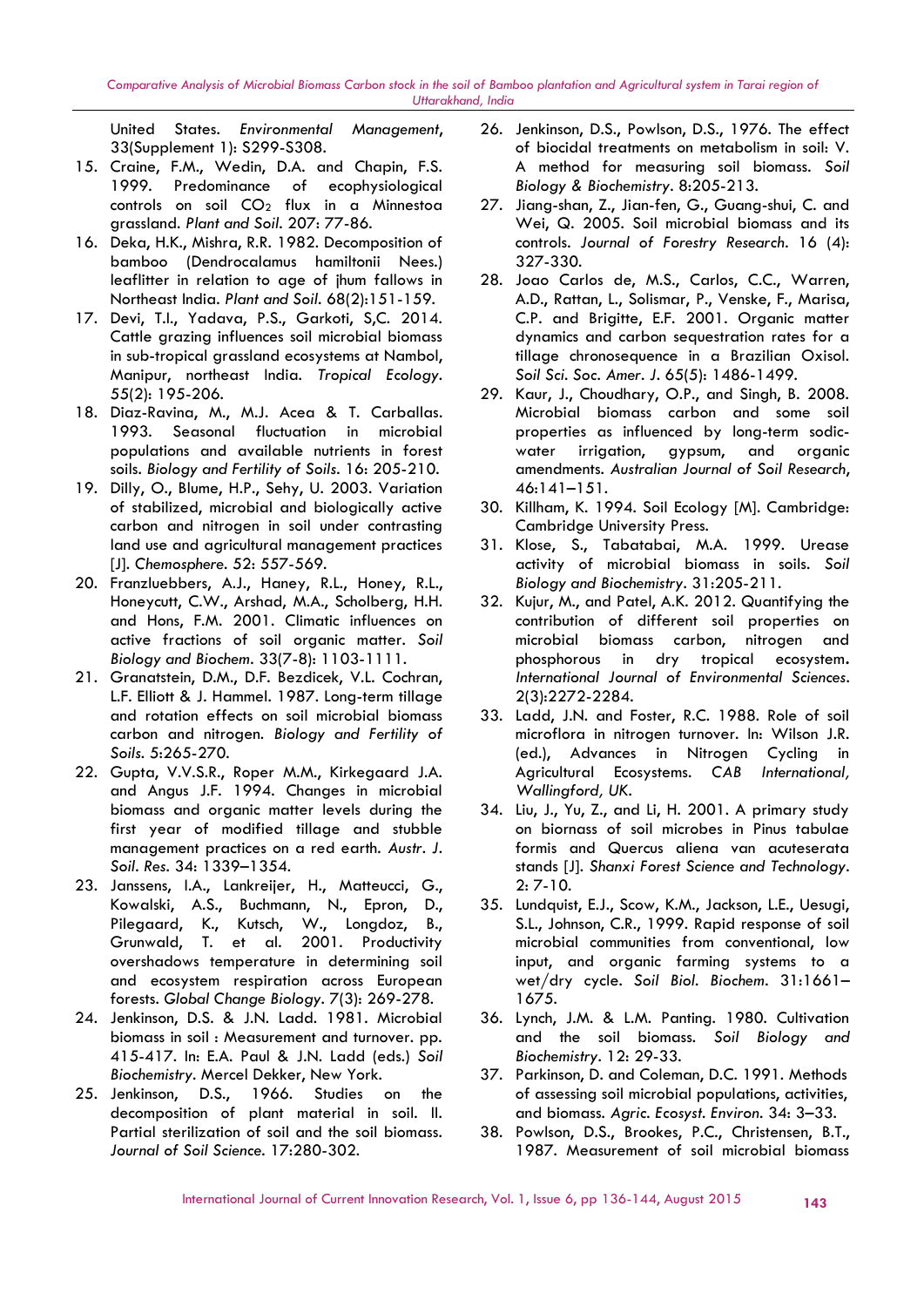United States. *Environmental Management*, 33(Supplement 1): S299-S308.

15. Craine, F.M., Wedin, D.A. and Chapin, F.S. 1999. Predominance of ecophysiological controls on soil $CO_2$ flux in a Minnestoa grassland. *Plant and Soil*. 207: 77-86.
16. Deka, H.K., Mishra, R.R. 1982. Decomposition of bamboo (Dendrocalamus hamiltonii Nees.) leaflitter in relation to age of jhum fallows in Northeast India. *Plant and Soil*. 68(2):151-159.
17. Devi, T.I., Yadava, P.S., Garkoti, S,C. 2014. Cattle grazing influences soil microbial biomass in sub-tropical grassland ecosystems at Nambol, Manipur, northeast India. *Tropical Ecology*. 55(2): 195-206.
18. Diaz-Ravina, M., M.J. Acea & T. Carballas. 1993. Seasonal fluctuation in microbial populations and available nutrients in forest soils. *Biology and Fertility of Soils*. 16: 205-210.
19. Dilly, O., Blume, H.P., Sehy, U. 2003. Variation of stabilized, microbial and biologically active carbon and nitrogen in soil under contrasting land use and agricultural management practices [J]. *Chemosphere*. 52: 557-569.
20. Franzluebbers, A.J., Haney, R.L., Honey, R.L., Honeycutt, C.W., Arshad, M.A., Scholberg, H.H. and Hons, F.M. 2001. Climatic influences on active fractions of soil organic matter. *Soil Biology and Biochem*. 33(7-8): 1103-1111.
21. Granatstein, D.M., D.F. Bezdicek, V.L. Cochran, L.F. Elliott & J. Hammel. 1987. Long-term tillage and rotation effects on soil microbial biomass carbon and nitrogen. *Biology and Fertility of Soils*. 5:265-270.
22. Gupta, V.V.S.R., Roper M.M., Kirkegaard J.A. and Angus J.F. 1994. Changes in microbial biomass and organic matter levels during the first year of modified tillage and stubble management practices on a red earth. *Austr. J. Soil. Res*. 34: 1339–1354.
23. Janssens, I.A., Lankreijer, H., Matteucci, G., Kowalski, A.S., Buchmann, N., Epron, D., Pilegaard, K., Kutsch, W., Longdoz, B., Grunwald, T. et al. 2001. Productivity overshadows temperature in determining soil and ecosystem respiration across European forests. *Global Change Biology*. 7(3): 269-278.
24. Jenkinson, D.S. & J.N. Ladd. 1981. Microbial biomass in soil : Measurement and turnover. pp. 415-417. In: E.A. Paul & J.N. Ladd (eds.) *Soil Biochemistry*. Mercel Dekker, New York.
25. Jenkinson, D.S., 1966. Studies on the decomposition of plant material in soil. II. Partial sterilization of soil and the soil biomass. *Journal of Soil Science*. 17:280-302.
26. Jenkinson, D.S., Powlson, D.S., 1976. The effect of biocidal treatments on metabolism in soil: V. A method for measuring soil biomass. *Soil Biology & Biochemistry*. 8:205-213.
27. Jiang-shan, Z., Jian-fen, G., Guang-shui, C. and Wei, Q. 2005. Soil microbial biomass and its controls. *Journal of Forestry Research*. 16 (4): 327-330.
28. Joao Carlos de, M.S., Carlos, C.C., Warren, A.D., Rattan, L., Solismar, P., Venske, F., Marisa, C.P. and Brigitte, E.F. 2001. Organic matter dynamics and carbon sequestration rates for a tillage chronosequence in a Brazilian Oxisol. *Soil Sci. Soc. Amer. J*. 65(5): 1486-1499.
29. Kaur, J., Choudhary, O.P., and Singh, B. 2008. Microbial biomass carbon and some soil properties as influenced by long-term sodic-water irrigation, gypsum, and organic amendments. *Australian Journal of Soil Research*, 46:141–151.
30. Killham, K. 1994. Soil Ecology [M]. Cambridge: Cambridge University Press.
31. Klose, S., Tabatabai, M.A. 1999. Urease activity of microbial biomass in soils. *Soil Biology and Biochemistry*. 31:205-211.
32. Kujur, M., and Patel, A.K. 2012. Quantifying the contribution of different soil properties on microbial biomass carbon, nitrogen and phosphorous in dry tropical ecosystem. *International Journal of Environmental Sciences*. 2(3):2272-2284.
33. Ladd, J.N. and Foster, R.C. 1988. Role of soil microflora in nitrogen turnover. In: Wilson J.R. (ed.), Advances in Nitrogen Cycling in Agricultural Ecosystems. *CAB International, Wallingford, UK*.
34. Liu, J., Yu, Z., and Li, H. 2001. A primary study on biornass of soil microbes in Pinus tabulae formis and Quercus aliena van acuteserata stands [J]. *Shanxi Forest Science and Technology*. 2: 7-10.
35. Lundquist, E.J., Scow, K.M., Jackson, L.E., Uesugi, S.L., Johnson, C.R., 1999. Rapid response of soil microbial communities from conventional, low input, and organic farming systems to a wet/dry cycle. *Soil Biol. Biochem*. 31:1661–1675.
36. Lynch, J.M. & L.M. Panting. 1980. Cultivation and the soil biomass. *Soil Biology and Biochemistry*. 12: 29-33.
37. Parkinson, D. and Coleman, D.C. 1991. Methods of assessing soil microbial populations, activities, and biomass. *Agric. Ecosyst. Environ*. 34: 3–33.
38. Powlson, D.S., Brookes, P.C., Christensen, B.T., 1987. Measurement of soil microbial biomass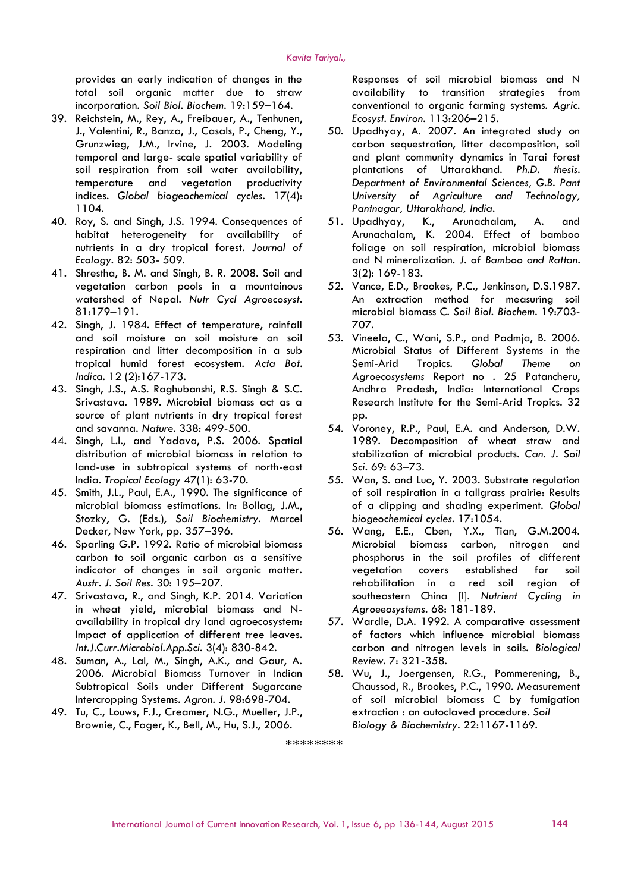provides an early indication of changes in the total soil organic matter due to straw incorporation. *Soil Biol. Biochem*. 19:159–164.

39. Reichstein, M., Rey, A., Freibauer, A., Tenhunen, J., Valentini, R., Banza, J., Casals, P., Cheng, Y., Grunzwieg, J.M., Irvine, J. 2003. Modeling temporal and large- scale spatial variability of soil respiration from soil water availability, temperature and vegetation productivity indices. *Global biogeochemical cycles*. 17(4): 1104.
40. Roy, S. and Singh, J.S. 1994. Consequences of habitat heterogeneity for availability of nutrients in a dry tropical forest. *Journal of Ecology*. 82: 503- 509.
41. Shrestha, B. M. and Singh, B. R. 2008. Soil and vegetation carbon pools in a mountainous watershed of Nepal. *Nutr Cycl Agroecosyst*. 81:179–191.
42. Singh, J. 1984. Effect of temperature, rainfall and soil moisture on soil moisture on soil respiration and litter decomposition in a sub tropical humid forest ecosystem. *Acta Bot. Indica*. 12 (2):167-173.
43. Singh, J.S., A.S. Raghubanshi, R.S. Singh & S.C. Srivastava. 1989. Microbial biomass act as a source of plant nutrients in dry tropical forest and savanna. *Nature*. 338: 499-500.
44. Singh, L.I., and Yadava, P.S. 2006. Spatial distribution of microbial biomass in relation to land-use in subtropical systems of north-east India. *Tropical Ecology 47*(1): 63-70.
45. Smith, J.L., Paul, E.A., 1990. The significance of microbial biomass estimations. In: Bollag, J.M., Stozky, G. (Eds.), *Soil Biochemistry*. Marcel Decker, New York, pp. 357–396.
46. Sparling G.P. 1992. Ratio of microbial biomass carbon to soil organic carbon as a sensitive indicator of changes in soil organic matter. *Austr. J. Soil Res*. 30: 195–207.
47. Srivastava, R., and Singh, K.P. 2014. Variation in wheat yield, microbial biomass and N-availability in tropical dry land agroecosystem: Impact of application of different tree leaves. *Int.J.Curr.Microbiol.App.Sci.* 3(4): 830-842.
48. Suman, A., Lal, M., Singh, A.K., and Gaur, A. 2006. Microbial Biomass Turnover in Indian Subtropical Soils under Different Sugarcane Intercropping Systems. *Agron. J*. 98:698-704.
49. Tu, C., Louws, F.J., Creamer, N.G., Mueller, J.P., Brownie, C., Fager, K., Bell, M., Hu, S.J., 2006. Responses of soil microbial biomass and N availability to transition strategies from conventional to organic farming systems. *Agric. Ecosyst. Environ*. 113:206–215.
50. Upadhyay, A. 2007. An integrated study on carbon sequestration, litter decomposition, soil and plant community dynamics in Tarai forest plantations of Uttarakhand. *Ph.D. thesis. Department of Environmental Sciences, G.B. Pant University of Agriculture and Technology, Pantnagar, Uttarakhand, India*.
51. Upadhyay, K., Arunachalam, A. and Arunachalam, K. 2004. Effect of bamboo foliage on soil respiration, microbial biomass and N mineralization. *J. of Bamboo and Rattan*. 3(2): 169-183.
52. Vance, E.D., Brookes, P.C., Jenkinson, D.S.1987. An extraction method for measuring soil microbial biomass C. *Soil Biol. Biochem*. 19:703-707.
53. Vineela, C., Wani, S.P., and Padmja, B. 2006. Microbial Status of Different Systems in the Semi-Arid Tropics. *Global Theme on Agroecosystems* Report no . 25 Patancheru, Andhra Pradesh, India: International Crops Research Institute for the Semi-Arid Tropics. 32 pp.
54. Voroney, R.P., Paul, E.A. and Anderson, D.W. 1989. Decomposition of wheat straw and stabilization of microbial products. *Can. J. Soil Sci*. 69: 63–73.
55. Wan, S. and Luo, Y. 2003. Substrate regulation of soil respiration in a tallgrass prairie: Results of a clipping and shading experiment. *Global biogeochemical cycles*. 17:1054.
56. Wang, E.E., Cben, Y.X., Tian, G.M.2004. Microbial biomass carbon, nitrogen and phosphorus in the soil profiles of different vegetation covers established for soil rehabilitation in a red soil region of southeastern China [I]. *Nutrient Cycling in Agroeeosystems*. 68: 181-189.
57. Wardle, D.A. 1992. A comparative assessment of factors which influence microbial biomass carbon and nitrogen levels in soils. *Biological Review*. 7: 321-358.
58. Wu, J., Joergensen, R.G., Pommerening, B., Chaussod, R., Brookes, P.C., 1990. Measurement of soil microbial biomass C by fumigation extraction : an autoclaved procedure. *Soil Biology & Biochemistry*. 22:1167-1169.

********